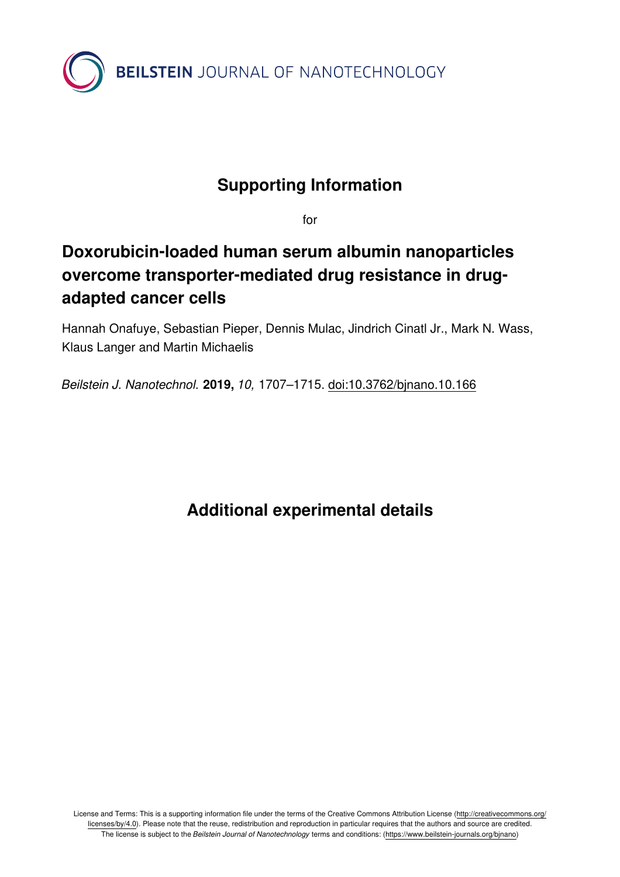**BEILSTEIN** JOURNAL OF NANOTECHNOLOGY

# Supporting Information

for

# Doxorubicin-loaded human serum albumin nanoparticles overcome transporter-mediated drug resistance in drug-adapted cancer cells

Hannah Onafuye, Sebastian Pieper, Dennis Mulac, Jindrich Cinatl Jr., Mark N. Wass, Klaus Langer and Martin Michaelis

*Beilstein J. Nanotechnol.* **2019,** *10,* 1707–1715. doi:10.3762/bjnano.10.166

## Additional experimental details

License and Terms: This is a supporting information file under the terms of the Creative Commons Attribution License (http://creativecommons.org/licenses/by/4.0). Please note that the reuse, redistribution and reproduction in particular requires that the authors and source are credited. The license is subject to the *Beilstein Journal of Nanotechnology* terms and conditions: (https://www.beilstein-journals.org/bjnano)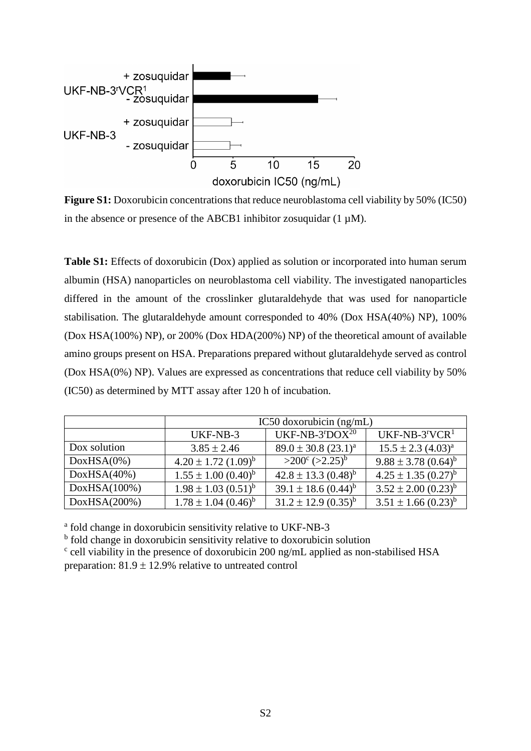**Figure S1:** Doxorubicin concentrations that reduce neuroblastoma cell viability by 50% (IC50) in the absence or presence of the ABCB1 inhibitor zosuquidar (1 µM).

**Table S1:** Effects of doxorubicin (Dox) applied as solution or incorporated into human serum albumin (HSA) nanoparticles on neuroblastoma cell viability. The investigated nanoparticles differed in the amount of the crosslinker glutaraldehyde that was used for nanoparticle stabilisation. The glutaraldehyde amount corresponded to 40% (Dox HSA(40%) NP), 100% (Dox HSA(100%) NP), or 200% (Dox HDA(200%) NP) of the theoretical amount of available amino groups present on HSA. Preparations prepared without glutaraldehyde served as control (Dox HSA(0%) NP). Values are expressed as concentrations that reduce cell viability by 50% (IC50) as determined by MTT assay after 120 h of incubation.

| | IC50 doxorubicin (ng/mL) | | |
|---|---|---|---|
| | UKF-NB-3 | UKF-NB-3$^{r}$DOX$^{20}$ | UKF-NB-3$^{r}$VCR$^{1}$ |
| Dox solution | 3.85 ± 2.46 | 89.0 ± 30.8 (23.1)[a] | 15.5 ± 2.3 (4.03)[a] |
| DoxHSA(0%) | 4.20 ± 1.72 (1.09)[b] | >200[c] (>2.25)[b] | 9.88 ± 3.78 (0.64)[b] |
| DoxHSA(40%) | 1.55 ± 1.00 (0.40)[b] | 42.8 ± 13.3 (0.48)[b] | 4.25 ± 1.35 (0.27)[b] |
| DoxHSA(100%) | 1.98 ± 1.03 (0.51)[b] | 39.1 ± 18.6 (0.44)[b] | 3.52 ± 2.00 (0.23)[b] |
| DoxHSA(200%) | 1.78 ± 1.04 (0.46)[b] | 31.2 ± 12.9 (0.35)[b] | 3.51 ± 1.66 (0.23)[b] |

[a] fold change in doxorubicin sensitivity relative to UKF-NB-3
[b] fold change in doxorubicin sensitivity relative to doxorubicin solution
[c] cell viability in the presence of doxorubicin 200 ng/mL applied as non-stabilised HSA preparation: 81.9 ± 12.9% relative to untreated control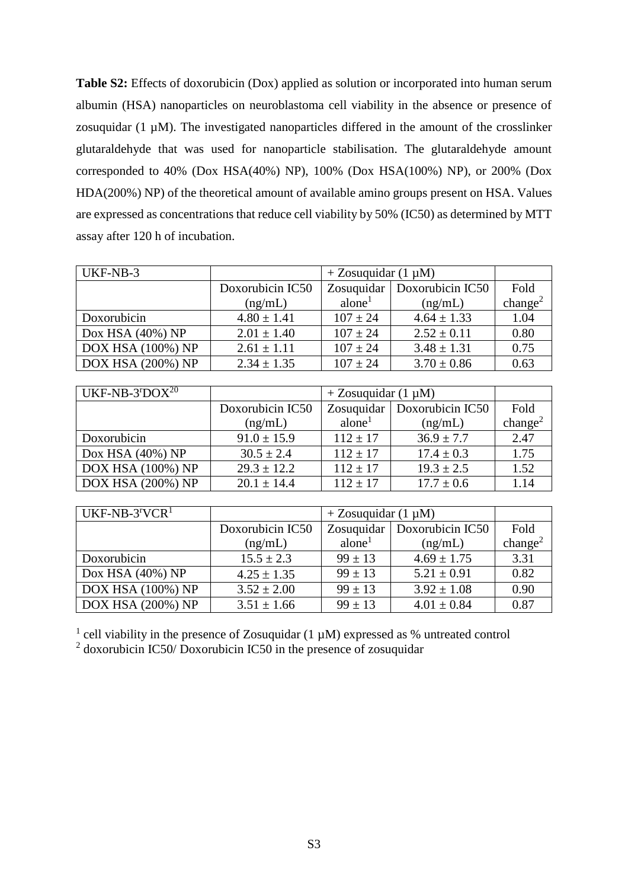**Table S2:** Effects of doxorubicin (Dox) applied as solution or incorporated into human serum albumin (HSA) nanoparticles on neuroblastoma cell viability in the absence or presence of zosuquidar (1 µM). The investigated nanoparticles differed in the amount of the crosslinker glutaraldehyde that was used for nanoparticle stabilisation. The glutaraldehyde amount corresponded to 40% (Dox HSA(40%) NP), 100% (Dox HSA(100%) NP), or 200% (Dox HDA(200%) NP) of the theoretical amount of available amino groups present on HSA. Values are expressed as concentrations that reduce cell viability by 50% (IC50) as determined by MTT assay after 120 h of incubation.

| UKF-NB-3 | | + Zosuquidar (1 µM) | | |
|---|---|---|---|---|
| | Doxorubicin IC50 (ng/mL) | Zosuquidar alone[1] | Doxorubicin IC50 (ng/mL) | Fold change[2] |
| Doxorubicin | 4.80 ± 1.41 | 107 ± 24 | 4.64 ± 1.33 | 1.04 |
| Dox HSA (40%) NP | 2.01 ± 1.40 | 107 ± 24 | 2.52 ± 0.11 | 0.80 |
| DOX HSA (100%) NP | 2.61 ± 1.11 | 107 ± 24 | 3.48 ± 1.31 | 0.75 |
| DOX HSA (200%) NP | 2.34 ± 1.35 | 107 ± 24 | 3.70 ± 0.86 | 0.63 |

| UKF-NB-3$^r$DOX$^{20}$ | | + Zosuquidar (1 µM) | | |
|---|---|---|---|---|
| | Doxorubicin IC50 (ng/mL) | Zosuquidar alone[1] | Doxorubicin IC50 (ng/mL) | Fold change[2] |
| Doxorubicin | 91.0 ± 15.9 | 112 ± 17 | 36.9 ± 7.7 | 2.47 |
| Dox HSA (40%) NP | 30.5 ± 2.4 | 112 ± 17 | 17.4 ± 0.3 | 1.75 |
| DOX HSA (100%) NP | 29.3 ± 12.2 | 112 ± 17 | 19.3 ± 2.5 | 1.52 |
| DOX HSA (200%) NP | 20.1 ± 14.4 | 112 ± 17 | 17.7 ± 0.6 | 1.14 |

| UKF-NB-3$^r$VCR$^1$ | | + Zosuquidar (1 µM) | | |
|---|---|---|---|---|
| | Doxorubicin IC50 (ng/mL) | Zosuquidar alone[1] | Doxorubicin IC50 (ng/mL) | Fold change[2] |
| Doxorubicin | 15.5 ± 2.3 | 99 ± 13 | 4.69 ± 1.75 | 3.31 |
| Dox HSA (40%) NP | 4.25 ± 1.35 | 99 ± 13 | 5.21 ± 0.91 | 0.82 |
| DOX HSA (100%) NP | 3.52 ± 2.00 | 99 ± 13 | 3.92 ± 1.08 | 0.90 |
| DOX HSA (200%) NP | 3.51 ± 1.66 | 99 ± 13 | 4.01 ± 0.84 | 0.87 |

[1] cell viability in the presence of Zosuquidar (1 µM) expressed as % untreated control
[2] doxorubicin IC50/ Doxorubicin IC50 in the presence of zosuquidar